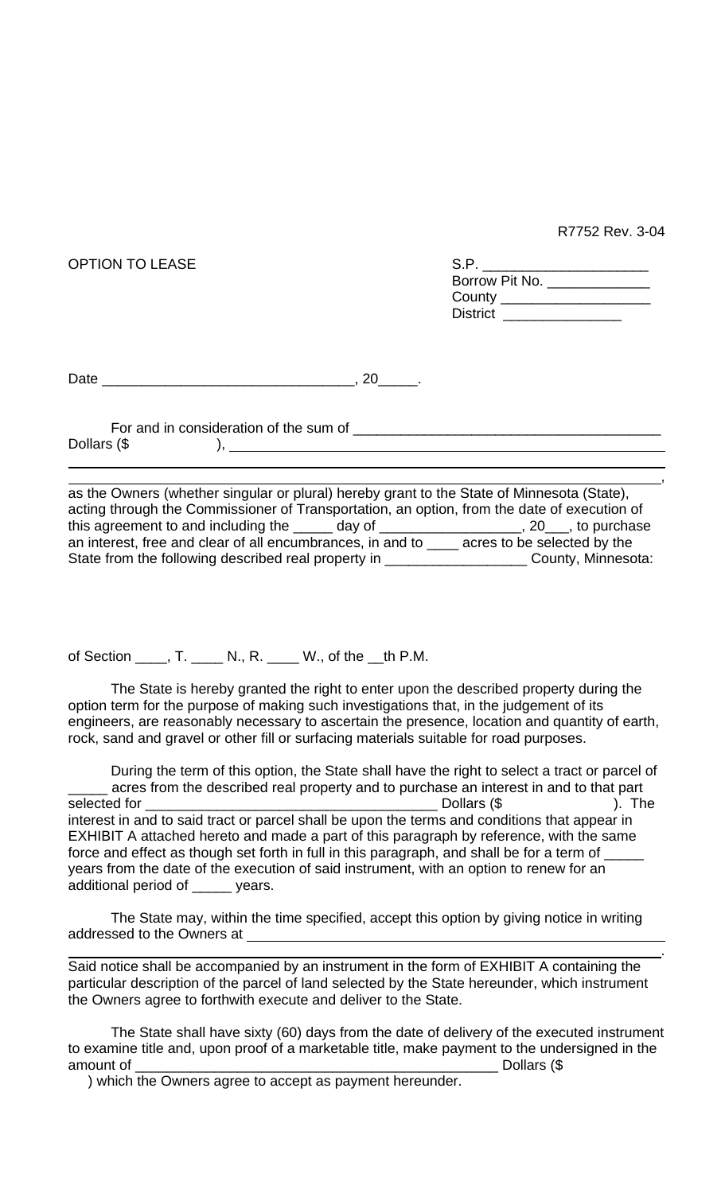R7752 Rev. 3-04

OPTION TO LEASE

S.P. _____________________
Borrow Pit No. _____________
County ___________________
District _______________

Date ________________________________, 20_____.

For and in consideration of the sum of ________________________________________ Dollars ($            ), ______________________________________________________

______________________________________________________________________,

as the Owners (whether singular or plural) hereby grant to the State of Minnesota (State), acting through the Commissioner of Transportation, an option, from the date of execution of this agreement to and including the _____ day of _________________, 20___, to purchase an interest, free and clear of all encumbrances, in and to ____ acres to be selected by the State from the following described real property in _________________ County, Minnesota:

of Section ____, T. ____ N., R. ____ W., of the __th P.M.

The State is hereby granted the right to enter upon the described property during the option term for the purpose of making such investigations that, in the judgement of its engineers, are reasonably necessary to ascertain the presence, location and quantity of earth, rock, sand and gravel or other fill or surfacing materials suitable for road purposes.

During the term of this option, the State shall have the right to select a tract or parcel of _____ acres from the described real property and to purchase an interest in and to that part selected for _____________________________________ Dollars ($            ). The interest in and to said tract or parcel shall be upon the terms and conditions that appear in EXHIBIT A attached hereto and made a part of this paragraph by reference, with the same force and effect as though set forth in full in this paragraph, and shall be for a term of _____ years from the date of the execution of said instrument, with an option to renew for an additional period of _____ years.

The State may, within the time specified, accept this option by giving notice in writing addressed to the Owners at ______________________________________________________

______________________________________________________________________.

Said notice shall be accompanied by an instrument in the form of EXHIBIT A containing the particular description of the parcel of land selected by the State hereunder, which instrument the Owners agree to forthwith execute and deliver to the State.

The State shall have sixty (60) days from the date of delivery of the executed instrument to examine title and, upon proof of a marketable title, make payment to the undersigned in the amount of _______________________________________________ Dollars ($            ) which the Owners agree to accept as payment hereunder.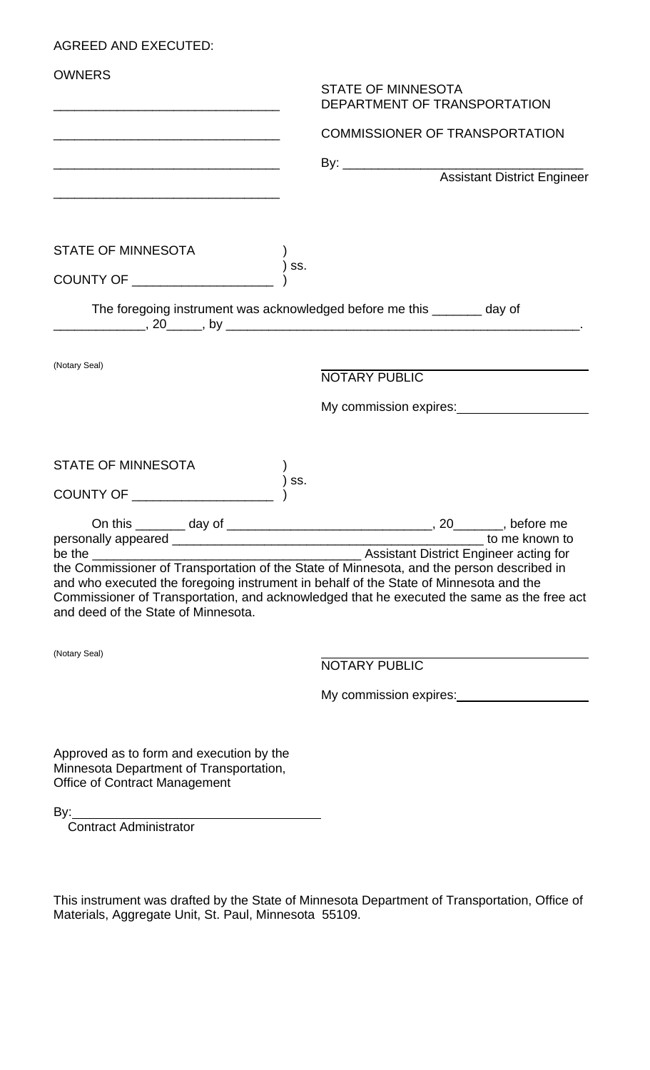AGREED AND EXECUTED:

OWNERS

________________________________

________________________________

________________________________

________________________________

STATE OF MINNESOTA
DEPARTMENT OF TRANSPORTATION

COMMISSIONER OF TRANSPORTATION

By: ________________________________
Assistant District Engineer

STATE OF MINNESOTA )
) ss.
COUNTY OF ___________________ )

The foregoing instrument was acknowledged before me this _______ day of _____________, 20_____, by ___________________________________________________.

(Notary Seal)

______________________________
NOTARY PUBLIC

My commission expires: __________________

STATE OF MINNESOTA )
) ss.
COUNTY OF ___________________ )

On this _______ day of _____________________________, 20_______, before me personally appeared ______________________________________________ to me known to be the _____________________________________ Assistant District Engineer acting for the Commissioner of Transportation of the State of Minnesota, and the person described in and who executed the foregoing instrument in behalf of the State of Minnesota and the Commissioner of Transportation, and acknowledged that he executed the same as the free act and deed of the State of Minnesota.

(Notary Seal)

______________________________
NOTARY PUBLIC

My commission expires: __________________

Approved as to form and execution by the
Minnesota Department of Transportation,
Office of Contract Management

By: ________________________________
Contract Administrator

This instrument was drafted by the State of Minnesota Department of Transportation, Office of Materials, Aggregate Unit, St. Paul, Minnesota 55109.